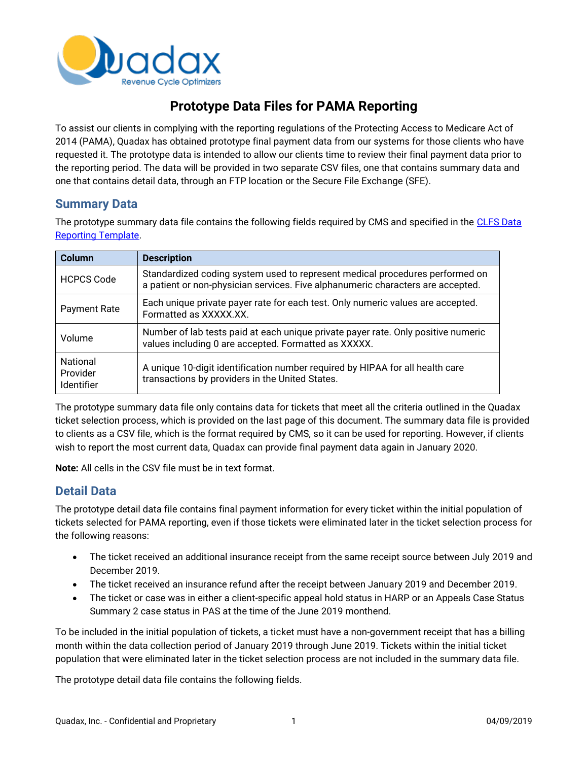# Prototype Data Files for PAMA Reporting

To assist our clients in complying with the reporting regulations of the Protecting Access to Medicare Act of 2014 (PAMA), Quadax has obtained prototype final payment data from our systems for those clients who have requested it. The prototype data is intended to allow our clients time to review their final payment data prior to the reporting period. The data will be provided in two separate CSV files, one that contains summary data and one that contains detail data, through an FTP location or the Secure File Exchange (SFE).

## Summary Data

The prototype summary data file contains the following fields required by CMS and specified in the [CLFS Data Reporting Template](CLFS Data Reporting Template).

| Column | Description |
|---|---|
| HCPCS Code | Standardized coding system used to represent medical procedures performed on a patient or non-physician services. Five alphanumeric characters are accepted. |
| Payment Rate | Each unique private payer rate for each test. Only numeric values are accepted. Formatted as XXXXX.XX. |
| Volume | Number of lab tests paid at each unique private payer rate. Only positive numeric values including 0 are accepted. Formatted as XXXXX. |
| National Provider Identifier | A unique 10-digit identification number required by HIPAA for all health care transactions by providers in the United States. |

The prototype summary data file only contains data for tickets that meet all the criteria outlined in the Quadax ticket selection process, which is provided on the last page of this document. The summary data file is provided to clients as a CSV file, which is the format required by CMS, so it can be used for reporting. However, if clients wish to report the most current data, Quadax can provide final payment data again in January 2020.

**Note:** All cells in the CSV file must be in text format.

## Detail Data

The prototype detail data file contains final payment information for every ticket within the initial population of tickets selected for PAMA reporting, even if those tickets were eliminated later in the ticket selection process for the following reasons:

- The ticket received an additional insurance receipt from the same receipt source between July 2019 and December 2019.
- The ticket received an insurance refund after the receipt between January 2019 and December 2019.
- The ticket or case was in either a client-specific appeal hold status in HARP or an Appeals Case Status Summary 2 case status in PAS at the time of the June 2019 monthend.

To be included in the initial population of tickets, a ticket must have a non-government receipt that has a billing month within the data collection period of January 2019 through June 2019. Tickets within the initial ticket population that were eliminated later in the ticket selection process are not included in the summary data file.

The prototype detail data file contains the following fields.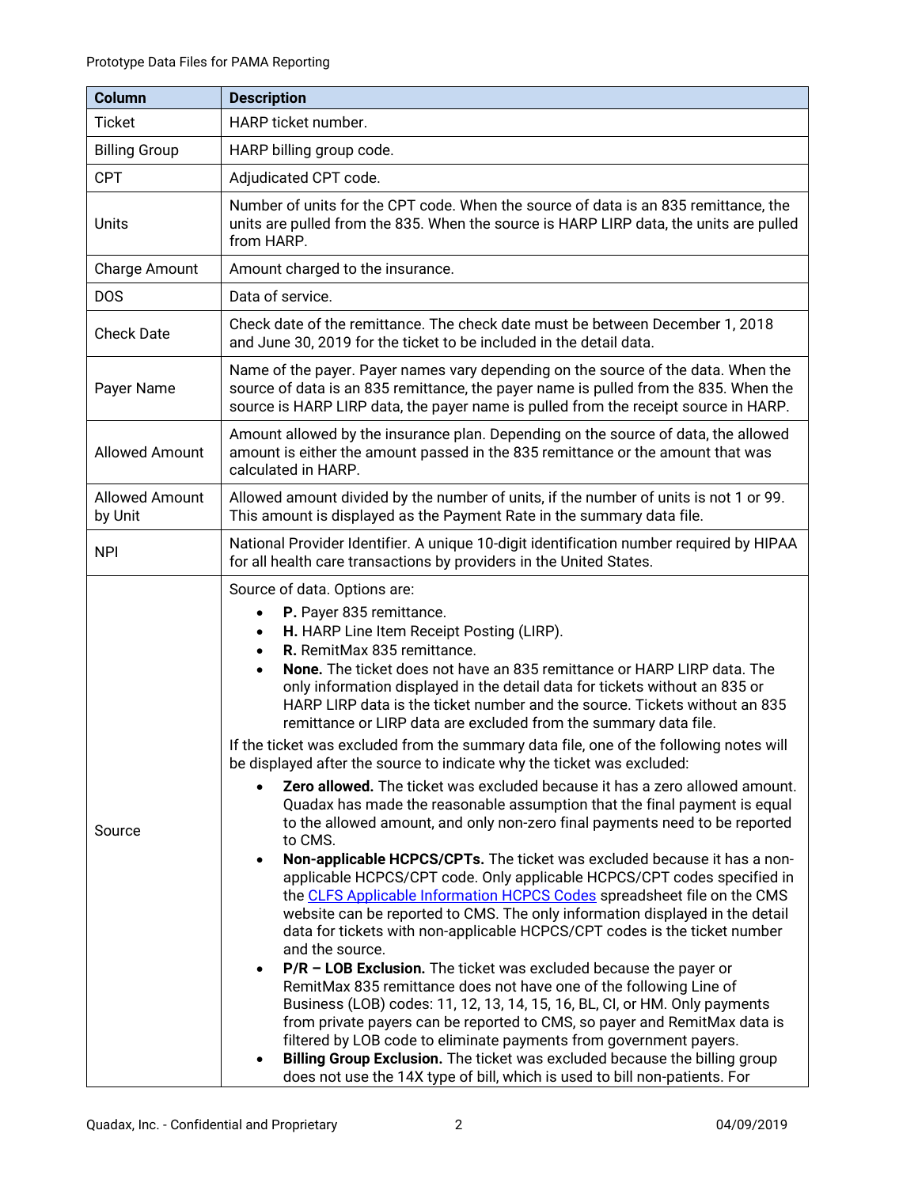| Column | Description |
|---|---|
| Ticket | HARP ticket number. |
| Billing Group | HARP billing group code. |
| CPT | Adjudicated CPT code. |
| Units | Number of units for the CPT code. When the source of data is an 835 remittance, the units are pulled from the 835. When the source is HARP LIRP data, the units are pulled from HARP. |
| Charge Amount | Amount charged to the insurance. |
| DOS | Data of service. |
| Check Date | Check date of the remittance. The check date must be between December 1, 2018 and June 30, 2019 for the ticket to be included in the detail data. |
| Payer Name | Name of the payer. Payer names vary depending on the source of the data. When the source of data is an 835 remittance, the payer name is pulled from the 835. When the source is HARP LIRP data, the payer name is pulled from the receipt source in HARP. |
| Allowed Amount | Amount allowed by the insurance plan. Depending on the source of data, the allowed amount is either the amount passed in the 835 remittance or the amount that was calculated in HARP. |
| Allowed Amount by Unit | Allowed amount divided by the number of units, if the number of units is not 1 or 99. This amount is displayed as the Payment Rate in the summary data file. |
| NPI | National Provider Identifier. A unique 10-digit identification number required by HIPAA for all health care transactions by providers in the United States. |
| Source | Source of data. Options are:<br>• **P.** Payer 835 remittance.<br>• **H.** HARP Line Item Receipt Posting (LIRP).<br>• **R.** RemitMax 835 remittance.<br>• **None.** The ticket does not have an 835 remittance or HARP LIRP data. The only information displayed in the detail data for tickets without an 835 or HARP LIRP data is the ticket number and the source. Tickets without an 835 remittance or LIRP data are excluded from the summary data file.<br><br>If the ticket was excluded from the summary data file, one of the following notes will be displayed after the source to indicate why the ticket was excluded:<br>• **Zero allowed.** The ticket was excluded because it has a zero allowed amount. Quadax has made the reasonable assumption that the final payment is equal to the allowed amount, and only non-zero final payments need to be reported to CMS.<br>• **Non-applicable HCPCS/CPTs.** The ticket was excluded because it has a non-applicable HCPCS/CPT code. Only applicable HCPCS/CPT codes specified in the CLFS Applicable Information HCPCS Codes spreadsheet file on the CMS website can be reported to CMS. The only information displayed in the detail data for tickets with non-applicable HCPCS/CPT codes is the ticket number and the source.<br>• **P/R – LOB Exclusion.** The ticket was excluded because the payer or RemitMax 835 remittance does not have one of the following Line of Business (LOB) codes: 11, 12, 13, 14, 15, 16, BL, CI, or HM. Only payments from private payers can be reported to CMS, so payer and RemitMax data is filtered by LOB code to eliminate payments from government payers.<br>• **Billing Group Exclusion.** The ticket was excluded because the billing group does not use the 14X type of bill, which is used to bill non-patients. For |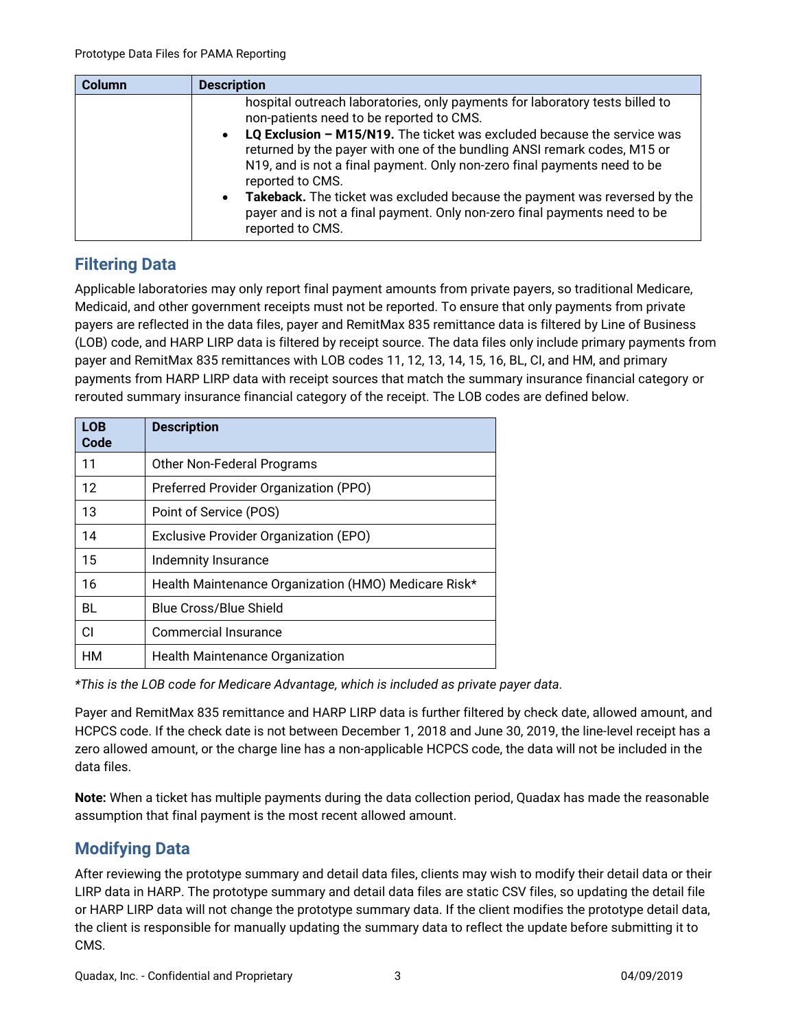| Column | Description |
|---|---|
| | hospital outreach laboratories, only payments for laboratory tests billed to non-patients need to be reported to CMS.<br>• **LQ Exclusion – M15/N19.** The ticket was excluded because the service was returned by the payer with one of the bundling ANSI remark codes, M15 or N19, and is not a final payment. Only non-zero final payments need to be reported to CMS.<br>• **Takeback.** The ticket was excluded because the payment was reversed by the payer and is not a final payment. Only non-zero final payments need to be reported to CMS. |

## Filtering Data

Applicable laboratories may only report final payment amounts from private payers, so traditional Medicare, Medicaid, and other government receipts must not be reported. To ensure that only payments from private payers are reflected in the data files, payer and RemitMax 835 remittance data is filtered by Line of Business (LOB) code, and HARP LIRP data is filtered by receipt source. The data files only include primary payments from payer and RemitMax 835 remittances with LOB codes 11, 12, 13, 14, 15, 16, BL, CI, and HM, and primary payments from HARP LIRP data with receipt sources that match the summary insurance financial category or rerouted summary insurance financial category of the receipt. The LOB codes are defined below.

| LOB Code | Description |
|---|---|
| 11 | Other Non-Federal Programs |
| 12 | Preferred Provider Organization (PPO) |
| 13 | Point of Service (POS) |
| 14 | Exclusive Provider Organization (EPO) |
| 15 | Indemnity Insurance |
| 16 | Health Maintenance Organization (HMO) Medicare Risk* |
| BL | Blue Cross/Blue Shield |
| CI | Commercial Insurance |
| HM | Health Maintenance Organization |

*\*This is the LOB code for Medicare Advantage, which is included as private payer data.*

Payer and RemitMax 835 remittance and HARP LIRP data is further filtered by check date, allowed amount, and HCPCS code. If the check date is not between December 1, 2018 and June 30, 2019, the line-level receipt has a zero allowed amount, or the charge line has a non-applicable HCPCS code, the data will not be included in the data files.

**Note:** When a ticket has multiple payments during the data collection period, Quadax has made the reasonable assumption that final payment is the most recent allowed amount.

## Modifying Data

After reviewing the prototype summary and detail data files, clients may wish to modify their detail data or their LIRP data in HARP. The prototype summary and detail data files are static CSV files, so updating the detail file or HARP LIRP data will not change the prototype summary data. If the client modifies the prototype detail data, the client is responsible for manually updating the summary data to reflect the update before submitting it to CMS.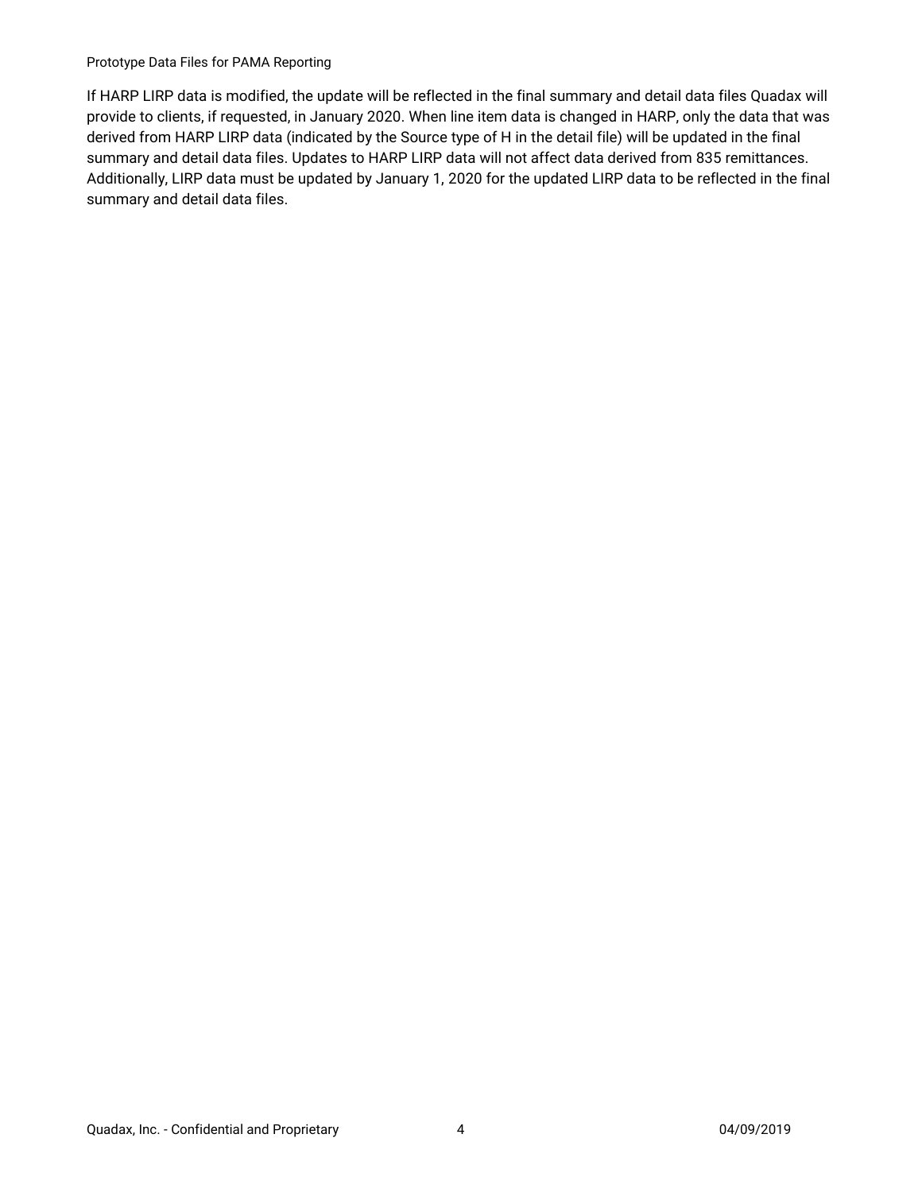If HARP LIRP data is modified, the update will be reflected in the final summary and detail data files Quadax will provide to clients, if requested, in January 2020. When line item data is changed in HARP, only the data that was derived from HARP LIRP data (indicated by the Source type of H in the detail file) will be updated in the final summary and detail data files. Updates to HARP LIRP data will not affect data derived from 835 remittances. Additionally, LIRP data must be updated by January 1, 2020 for the updated LIRP data to be reflected in the final summary and detail data files.